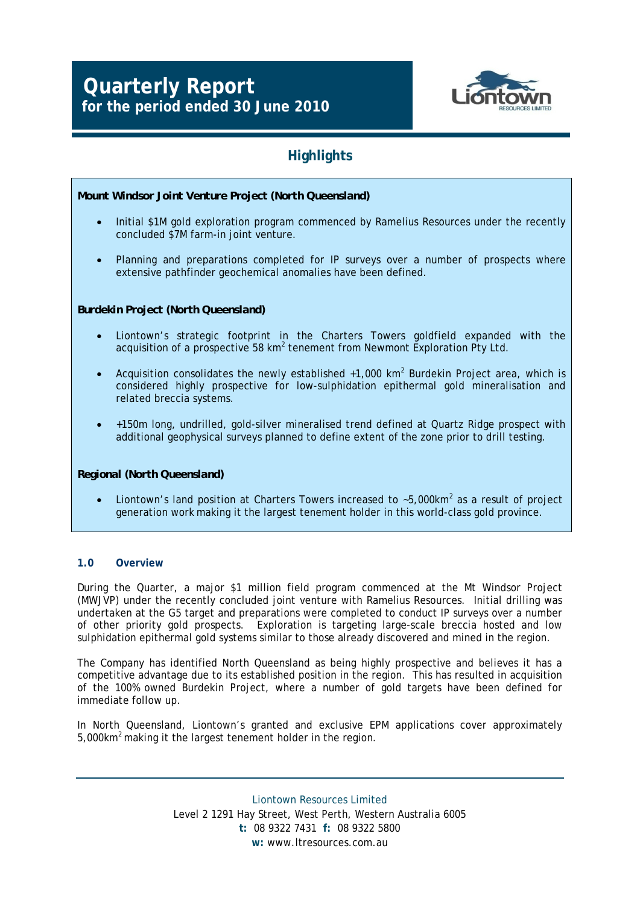# Quarterly Report
**for the period ended 30 June 2010**

## Highlights

**Mount Windsor Joint Venture Project (North Queensland)**

- Initial $1M gold exploration program commenced by Ramelius Resources under the recently concluded $7M farm-in joint venture.
- Planning and preparations completed for IP surveys over a number of prospects where extensive pathfinder geochemical anomalies have been defined.

**Burdekin Project (North Queensland)**

- Liontown's strategic footprint in the Charters Towers goldfield expanded with the acquisition of a prospective 58 $km^2$ tenement from Newmont Exploration Pty Ltd.
- Acquisition consolidates the newly established +1,000 $km^2$ Burdekin Project area, which is considered highly prospective for low-sulphidation epithermal gold mineralisation and related breccia systems.
- +150m long, undrilled, gold-silver mineralised trend defined at Quartz Ridge prospect with additional geophysical surveys planned to define extent of the zone prior to drill testing.

**Regional (North Queensland)**

- Liontown's land position at Charters Towers increased to ~5,000$km^2$ as a result of project generation work making it the largest tenement holder in this world-class gold province.

### 1.0 Overview

During the Quarter, a major $1 million field program commenced at the Mt Windsor Project (MWJVP) under the recently concluded joint venture with Ramelius Resources. Initial drilling was undertaken at the G5 target and preparations were completed to conduct IP surveys over a number of other priority gold prospects. Exploration is targeting large-scale breccia hosted and low sulphidation epithermal gold systems similar to those already discovered and mined in the region.

The Company has identified North Queensland as being highly prospective and believes it has a competitive advantage due to its established position in the region. This has resulted in acquisition of the 100% owned Burdekin Project, where a number of gold targets have been defined for immediate follow up.

In North Queensland, Liontown's granted and exclusive EPM applications cover approximately 5,000$km^2$ making it the largest tenement holder in the region.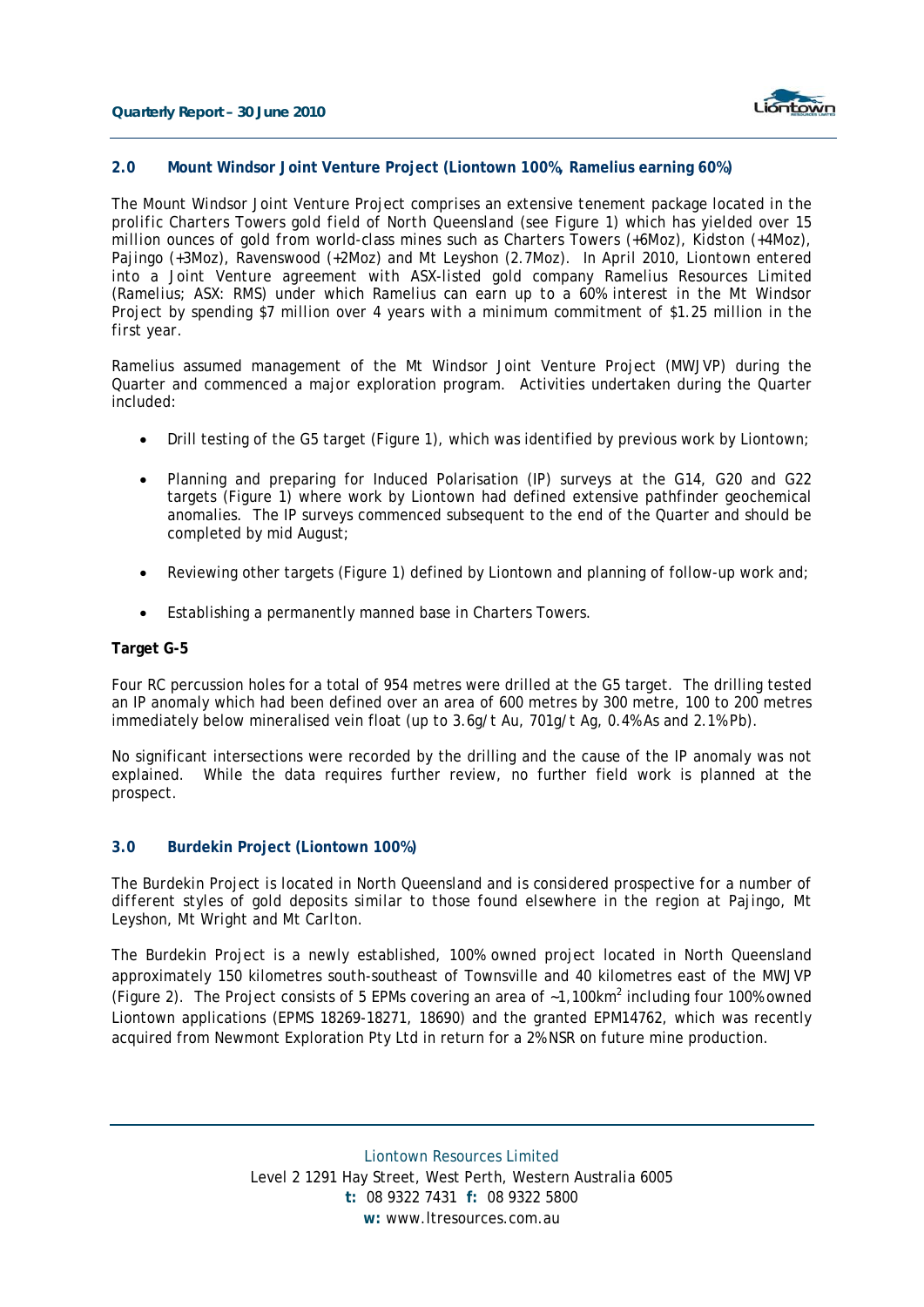## 2.0 Mount Windsor Joint Venture Project (Liontown 100%, Ramelius earning 60%)

The Mount Windsor Joint Venture Project comprises an extensive tenement package located in the prolific Charters Towers gold field of North Queensland (see Figure 1) which has yielded over 15 million ounces of gold from world-class mines such as Charters Towers (+6Moz), Kidston (+4Moz), Pajingo (+3Moz), Ravenswood (+2Moz) and Mt Leyshon (2.7Moz). In April 2010, Liontown entered into a Joint Venture agreement with ASX-listed gold company Ramelius Resources Limited (Ramelius; ASX: RMS) under which Ramelius can earn up to a 60% interest in the Mt Windsor Project by spending $7 million over 4 years with a minimum commitment of $1.25 million in the first year.

Ramelius assumed management of the Mt Windsor Joint Venture Project (MWJVP) during the Quarter and commenced a major exploration program. Activities undertaken during the Quarter included:

- Drill testing of the G5 target (Figure 1), which was identified by previous work by Liontown;
- Planning and preparing for Induced Polarisation (IP) surveys at the G14, G20 and G22 targets (Figure 1) where work by Liontown had defined extensive pathfinder geochemical anomalies. The IP surveys commenced subsequent to the end of the Quarter and should be completed by mid August;
- Reviewing other targets (Figure 1) defined by Liontown and planning of follow-up work and;
- Establishing a permanently manned base in Charters Towers.

**Target G-5**

Four RC percussion holes for a total of 954 metres were drilled at the G5 target. The drilling tested an IP anomaly which had been defined over an area of 600 metres by 300 metre, 100 to 200 metres immediately below mineralised vein float (up to 3.6g/t Au, 701g/t Ag, 0.4% As and 2.1% Pb).

No significant intersections were recorded by the drilling and the cause of the IP anomaly was not explained. While the data requires further review, no further field work is planned at the prospect.

## 3.0 Burdekin Project (Liontown 100%)

The Burdekin Project is located in North Queensland and is considered prospective for a number of different styles of gold deposits similar to those found elsewhere in the region at Pajingo, Mt Leyshon, Mt Wright and Mt Carlton.

The Burdekin Project is a newly established, 100% owned project located in North Queensland approximately 150 kilometres south-southeast of Townsville and 40 kilometres east of the MWJVP (Figure 2). The Project consists of 5 EPMs covering an area of ~1,100km$^2$ including four 100% owned Liontown applications (EPMS 18269-18271, 18690) and the granted EPM14762, which was recently acquired from Newmont Exploration Pty Ltd in return for a 2% NSR on future mine production.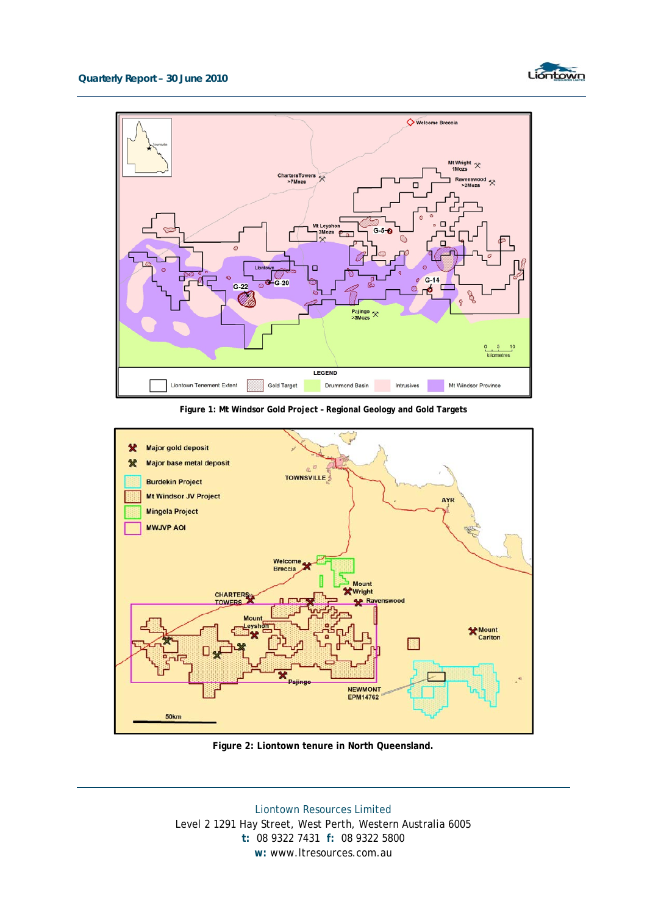Figure 1: Mt Windsor Gold Project – Regional Geology and Gold Targets

Figure 2: Liontown tenure in North Queensland.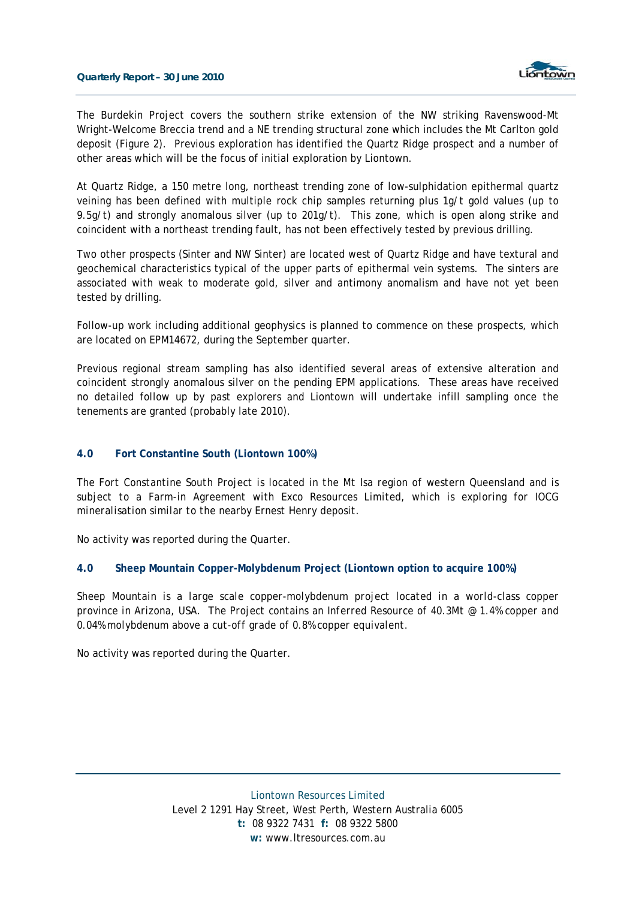The Burdekin Project covers the southern strike extension of the NW striking Ravenswood-Mt Wright-Welcome Breccia trend and a NE trending structural zone which includes the Mt Carlton gold deposit (Figure 2). Previous exploration has identified the Quartz Ridge prospect and a number of other areas which will be the focus of initial exploration by Liontown.

At Quartz Ridge, a 150 metre long, northeast trending zone of low-sulphidation epithermal quartz veining has been defined with multiple rock chip samples returning plus 1g/t gold values (up to 9.5g/t) and strongly anomalous silver (up to 201g/t). This zone, which is open along strike and coincident with a northeast trending fault, has not been effectively tested by previous drilling.

Two other prospects (Sinter and NW Sinter) are located west of Quartz Ridge and have textural and geochemical characteristics typical of the upper parts of epithermal vein systems. The sinters are associated with weak to moderate gold, silver and antimony anomalism and have not yet been tested by drilling.

Follow-up work including additional geophysics is planned to commence on these prospects, which are located on EPM14672, during the September quarter.

Previous regional stream sampling has also identified several areas of extensive alteration and coincident strongly anomalous silver on the pending EPM applications. These areas have received no detailed follow up by past explorers and Liontown will undertake infill sampling once the tenements are granted (probably late 2010).

## 4.0 Fort Constantine South (Liontown 100%)

*The Fort Constantine South Project is located in the Mt Isa region of western Queensland and is subject to a Farm-in Agreement with Exco Resources Limited, which is exploring for IOCG mineralisation similar to the nearby Ernest Henry deposit.*

No activity was reported during the Quarter.

## 4.0 Sheep Mountain Copper-Molybdenum Project (Liontown option to acquire 100%)

*Sheep Mountain is a large scale copper-molybdenum project located in a world-class copper province in Arizona, USA. The Project contains an Inferred Resource of 40.3Mt @ 1.4% copper and 0.04% molybdenum above a cut-off grade of 0.8% copper equivalent.*

No activity was reported during the Quarter.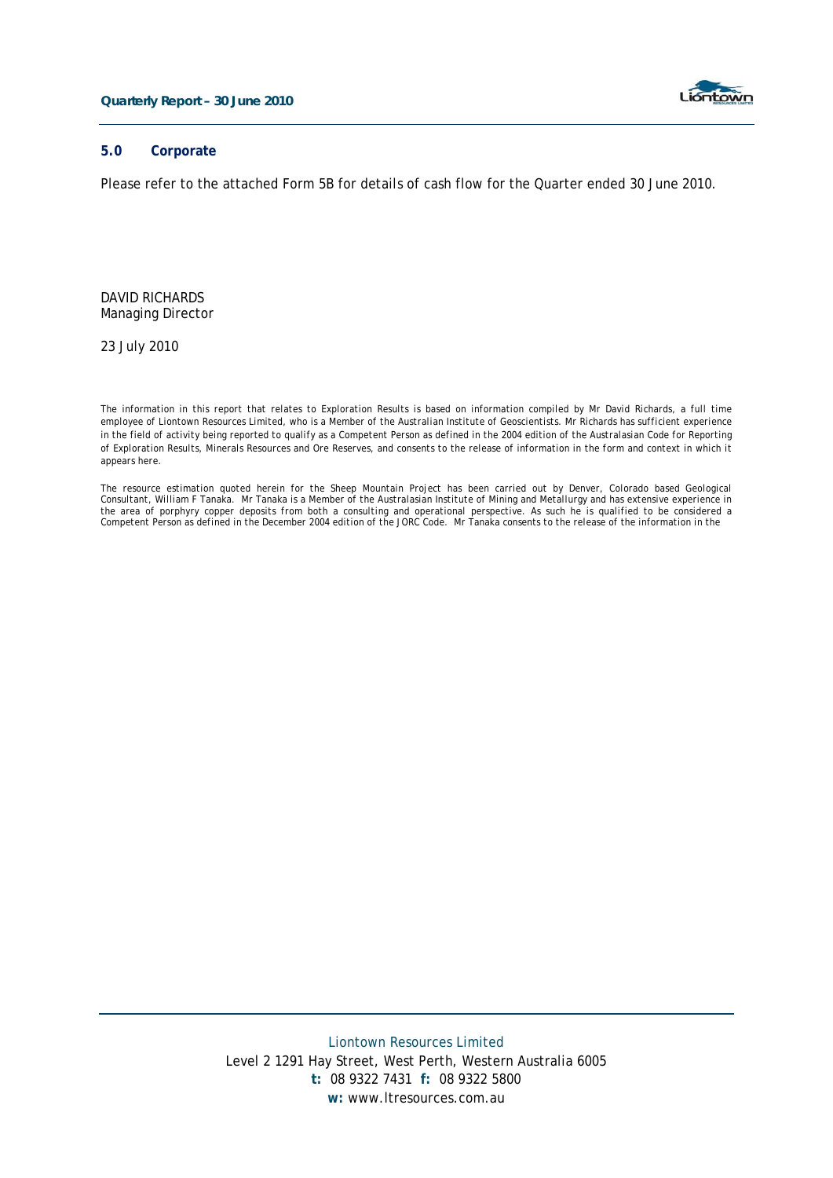## 5.0 Corporate

Please refer to the attached Form 5B for details of cash flow for the Quarter ended 30 June 2010.

DAVID RICHARDS  
Managing Director

23 July 2010

The information in this report that relates to Exploration Results is based on information compiled by Mr David Richards, a full time employee of Liontown Resources Limited, who is a Member of the Australian Institute of Geoscientists. Mr Richards has sufficient experience in the field of activity being reported to qualify as a Competent Person as defined in the 2004 edition of the Australasian Code for Reporting of Exploration Results, Minerals Resources and Ore Reserves, and consents to the release of information in the form and context in which it appears here.

The resource estimation quoted herein for the Sheep Mountain Project has been carried out by Denver, Colorado based Geological Consultant, William F Tanaka. Mr Tanaka is a Member of the Australasian Institute of Mining and Metallurgy and has extensive experience in the area of porphyry copper deposits from both a consulting and operational perspective. As such he is qualified to be considered a Competent Person as defined in the December 2004 edition of the JORC Code. Mr Tanaka consents to the release of the information in the

Liontown Resources Limited  
Level 2 1291 Hay Street, West Perth, Western Australia 6005  
**t:** 08 9322 7431 **f:** 08 9322 5800  
**w:** www.ltresources.com.au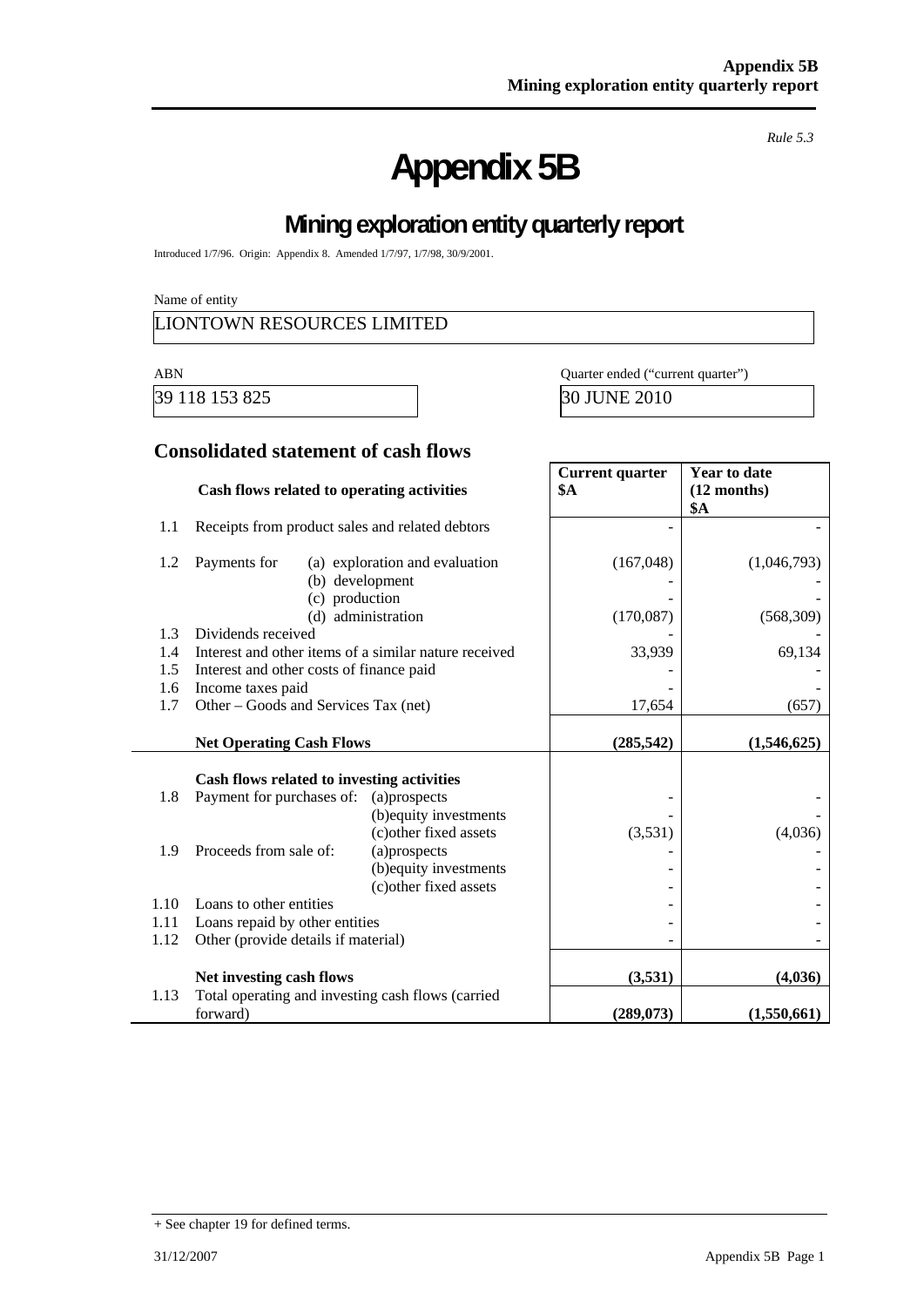**Appendix 5B**
**Mining exploration entity quarterly report**

*Rule 5.3*

# Appendix 5B

## Mining exploration entity quarterly report

Introduced 1/7/96. Origin: Appendix 8. Amended 1/7/97, 1/7/98, 30/9/2001.

Name of entity

LIONTOWN RESOURCES LIMITED

| ABN | Quarter ended ("current quarter") |
|---|---|
| 39 118 153 825 | 30 JUNE 2010 |

### Consolidated statement of cash flows

| | Cash flows related to operating activities | Current quarter $A | Year to date (12 months) $A |
|---|---|---|---|
| 1.1 | Receipts from product sales and related debtors | - | - |
| 1.2 | Payments for (a) exploration and evaluation | (167,048) | (1,046,793) |
| | (b) development | - | - |
| | (c) production | - | - |
| | (d) administration | (170,087) | (568,309) |
| 1.3 | Dividends received | - | - |
| 1.4 | Interest and other items of a similar nature received | 33,939 | 69,134 |
| 1.5 | Interest and other costs of finance paid | - | - |
| 1.6 | Income taxes paid | - | - |
| 1.7 | Other – Goods and Services Tax (net) | 17,654 | (657) |
| | **Net Operating Cash Flows** | **(285,542)** | **(1,546,625)** |
| | **Cash flows related to investing activities** | | |
| 1.8 | Payment for purchases of: (a)prospects | - | - |
| | (b)equity investments | - | - |
| | (c)other fixed assets | (3,531) | (4,036) |
| 1.9 | Proceeds from sale of: (a)prospects | - | - |
| | (b)equity investments | - | - |
| | (c)other fixed assets | - | - |
| 1.10 | Loans to other entities | - | - |
| 1.11 | Loans repaid by other entities | - | - |
| 1.12 | Other (provide details if material) | - | - |
| | **Net investing cash flows** | **(3,531)** | **(4,036)** |
| 1.13 | Total operating and investing cash flows (carried forward) | **(289,073)** | **(1,550,661)** |

+ See chapter 19 for defined terms.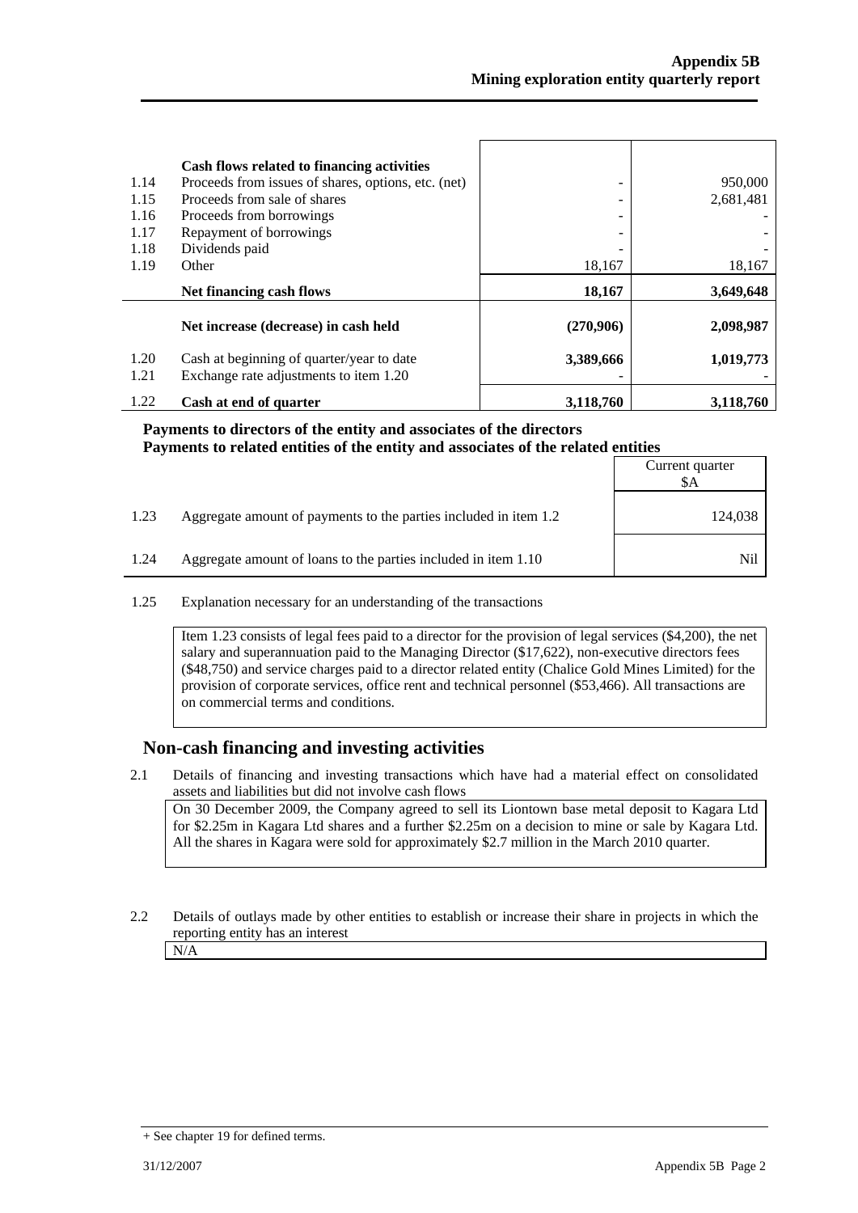| | Cash flows related to financing activities | | |
|---|---|---|---|
| 1.14 | Proceeds from issues of shares, options, etc. (net) | - | 950,000 |
| 1.15 | Proceeds from sale of shares | - | 2,681,481 |
| 1.16 | Proceeds from borrowings | - | - |
| 1.17 | Repayment of borrowings | - | - |
| 1.18 | Dividends paid | - | - |
| 1.19 | Other | 18,167 | 18,167 |
| | **Net financing cash flows** | **18,167** | **3,649,648** |
| | **Net increase (decrease) in cash held** | **(270,906)** | **2,098,987** |
| 1.20 | Cash at beginning of quarter/year to date | **3,389,666** | **1,019,773** |
| 1.21 | Exchange rate adjustments to item 1.20 | - | - |
| 1.22 | **Cash at end of quarter** | **3,118,760** | **3,118,760** |

**Payments to directors of the entity and associates of the directors**
**Payments to related entities of the entity and associates of the related entities**

| | | Current quarter $A |
|---|---|---|
| 1.23 | Aggregate amount of payments to the parties included in item 1.2 | 124,038 |
| 1.24 | Aggregate amount of loans to the parties included in item 1.10 | Nil |

1.25 Explanation necessary for an understanding of the transactions

Item 1.23 consists of legal fees paid to a director for the provision of legal services ($4,200), the net salary and superannuation paid to the Managing Director ($17,622), non-executive directors fees ($48,750) and service charges paid to a director related entity (Chalice Gold Mines Limited) for the provision of corporate services, office rent and technical personnel ($53,466). All transactions are on commercial terms and conditions.

## Non-cash financing and investing activities

2.1 Details of financing and investing transactions which have had a material effect on consolidated assets and liabilities but did not involve cash flows

On 30 December 2009, the Company agreed to sell its Liontown base metal deposit to Kagara Ltd for $2.25m in Kagara Ltd shares and a further $2.25m on a decision to mine or sale by Kagara Ltd. All the shares in Kagara were sold for approximately $2.7 million in the March 2010 quarter.

2.2 Details of outlays made by other entities to establish or increase their share in projects in which the reporting entity has an interest

N/A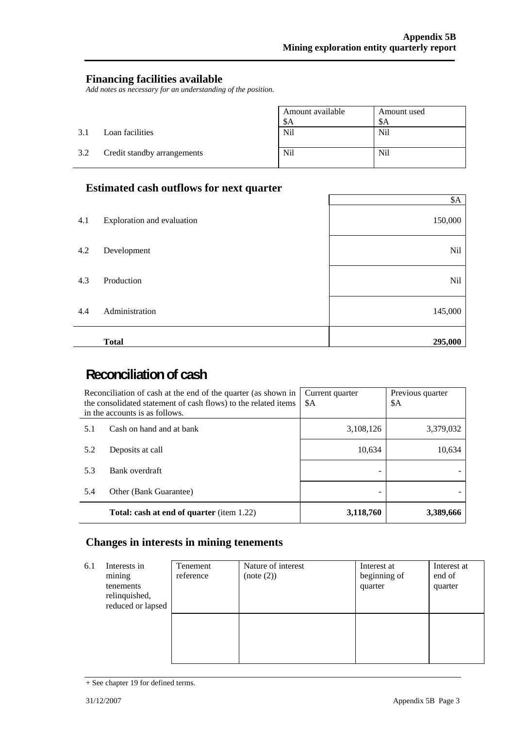## Financing facilities available

*Add notes as necessary for an understanding of the position.*

| | | Amount available $A | Amount used $A |
|---|---|---|---|
| 3.1 | Loan facilities | Nil | Nil |
| 3.2 | Credit standby arrangements | Nil | Nil |

## Estimated cash outflows for next quarter

| | | $A |
|---|---|---|
| 4.1 | Exploration and evaluation | 150,000 |
| 4.2 | Development | Nil |
| 4.3 | Production | Nil |
| 4.4 | Administration | 145,000 |
| | **Total** | **295,000** |

# Reconciliation of cash

| Reconciliation of cash at the end of the quarter (as shown in the consolidated statement of cash flows) to the related items in the accounts is as follows. | | Current quarter $A | Previous quarter $A |
|---|---|---|---|
| 5.1 | Cash on hand and at bank | 3,108,126 | 3,379,032 |
| 5.2 | Deposits at call | 10,634 | 10,634 |
| 5.3 | Bank overdraft | - | - |
| 5.4 | Other (Bank Guarantee) | - | - |
| | **Total: cash at end of quarter** (item 1.22) | **3,118,760** | **3,389,666** |

## Changes in interests in mining tenements

| | | Tenement reference | Nature of interest (note (2)) | Interest at beginning of quarter | Interest at end of quarter |
|---|---|---|---|---|---|
| 6.1 | Interests in mining tenements relinquished, reduced or lapsed | | | | |

+ See chapter 19 for defined terms.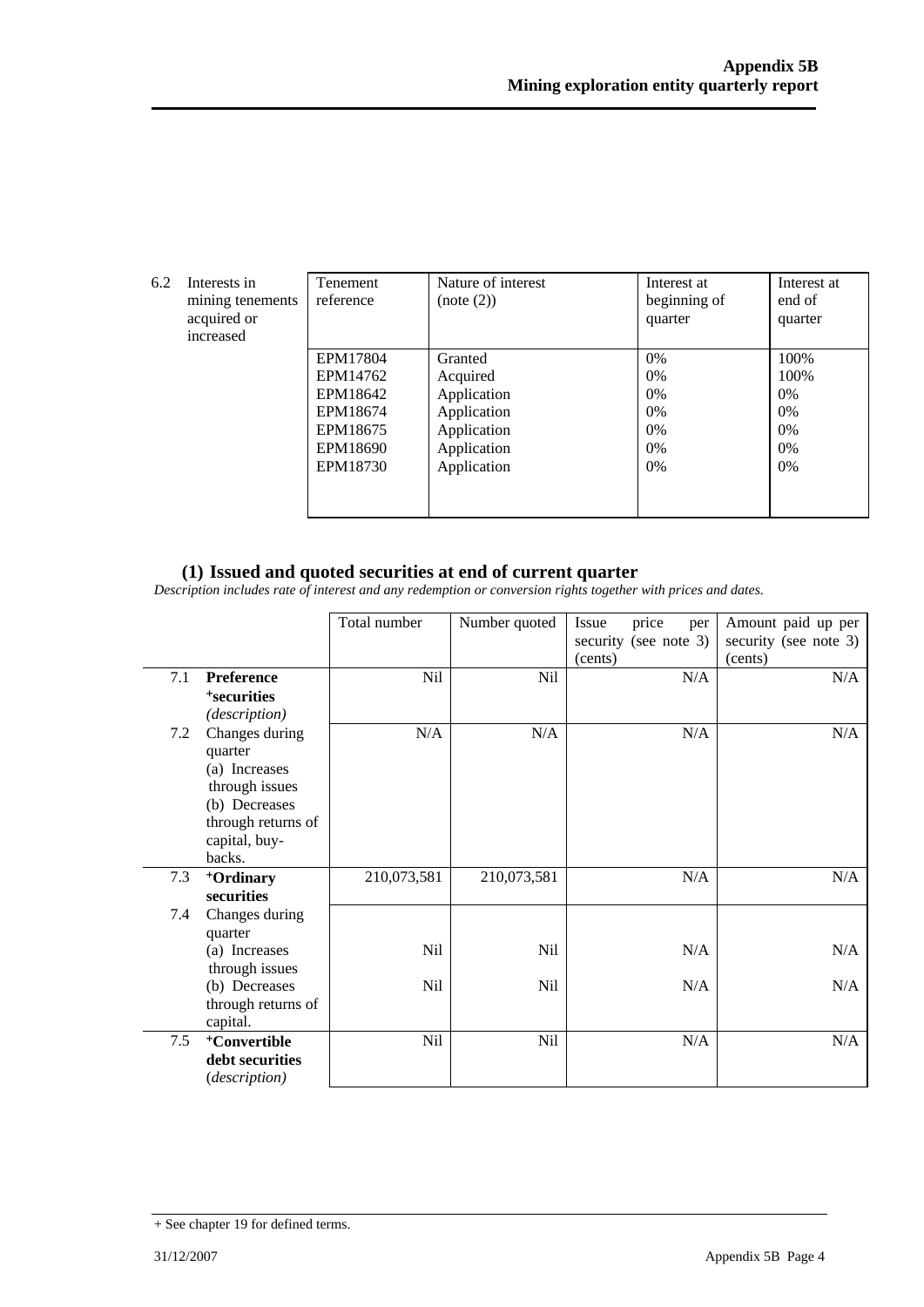| 6.2 | Interests in mining tenements acquired or increased | Tenement reference | Nature of interest (note (2)) | Interest at beginning of quarter | Interest at end of quarter |
|---|---|---|---|---|---|
| | | EPM17804 | Granted | 0% | 100% |
| | | EPM14762 | Acquired | 0% | 100% |
| | | EPM18642 | Application | 0% | 0% |
| | | EPM18674 | Application | 0% | 0% |
| | | EPM18675 | Application | 0% | 0% |
| | | EPM18690 | Application | 0% | 0% |
| | | EPM18730 | Application | 0% | 0% |

## (1) Issued and quoted securities at end of current quarter

*Description includes rate of interest and any redemption or conversion rights together with prices and dates.*

| | | Total number | Number quoted | Issue price per security (see note 3) (cents) | Amount paid up per security (see note 3) (cents) |
|---|---|---|---|---|---|
| 7.1 | **Preference +securities** *(description)* | Nil | Nil | N/A | N/A |
| 7.2 | Changes during quarter (a) Increases through issues (b) Decreases through returns of capital, buy-backs. | N/A | N/A | N/A | N/A |
| 7.3 | **+Ordinary securities** | 210,073,581 | 210,073,581 | N/A | N/A |
| 7.4 | Changes during quarter (a) Increases through issues | Nil | Nil | N/A | N/A |
| | (b) Decreases through returns of capital. | Nil | Nil | N/A | N/A |
| 7.5 | **+Convertible debt securities** *(description)* | Nil | Nil | N/A | N/A |

+ See chapter 19 for defined terms.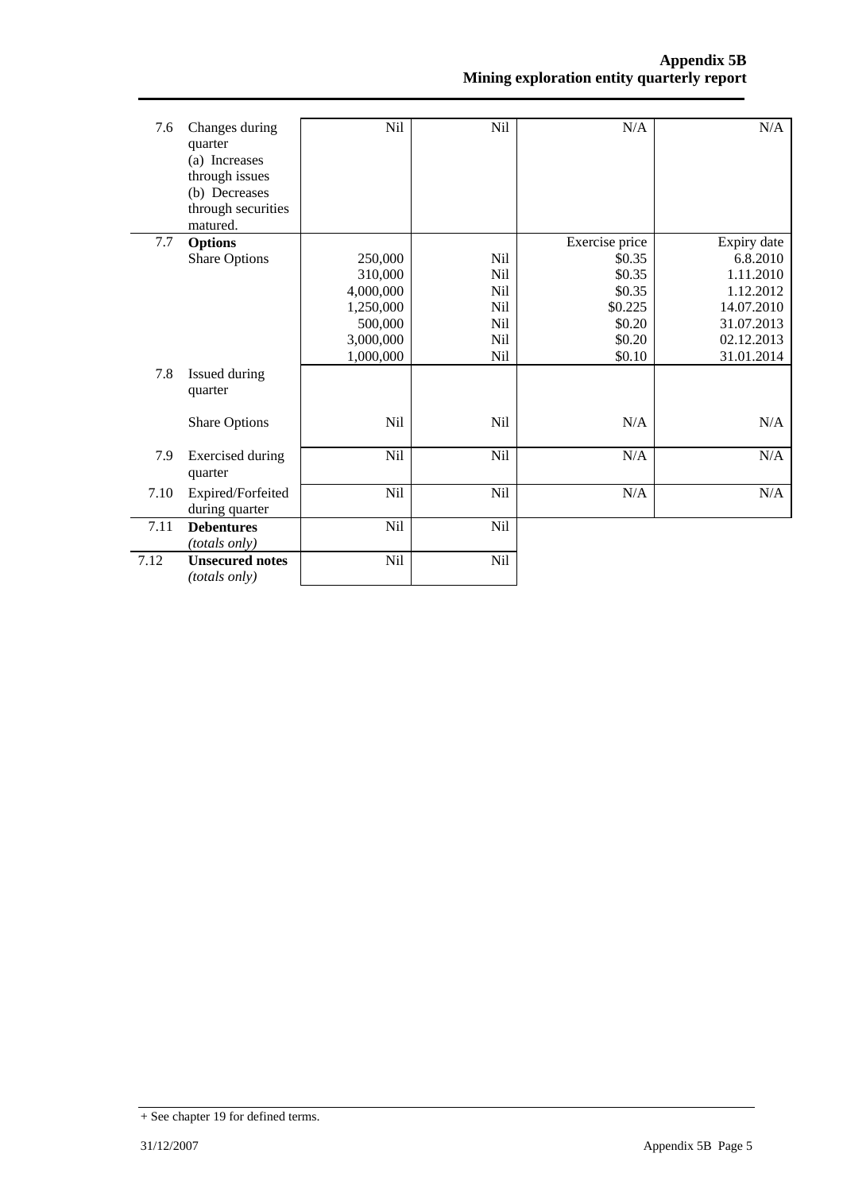| | | | | | |
|---|---|---|---|---|---|
| 7.6 | Changes during quarter<br>(a) Increases through issues<br>(b) Decreases through securities matured. | Nil | Nil | N/A | N/A |
| 7.7 | **Options**<br>Share Options | <br>250,000<br>310,000<br>4,000,000<br>1,250,000<br>500,000<br>3,000,000<br>1,000,000 | <br>Nil<br>Nil<br>Nil<br>Nil<br>Nil<br>Nil<br>Nil | Exercise price<br>$0.35<br>$0.35<br>$0.35<br>$0.225<br>$0.20<br>$0.20<br>$0.10 | Expiry date<br>6.8.2010<br>1.11.2010<br>1.12.2012<br>14.07.2010<br>31.07.2013<br>02.12.2013<br>31.01.2014 |
| 7.8 | Issued during quarter<br><br>Share Options | Nil | Nil | N/A | N/A |
| 7.9 | Exercised during quarter | Nil | Nil | N/A | N/A |
| 7.10 | Expired/Forfeited during quarter | Nil | Nil | N/A | N/A |
| 7.11 | **Debentures**<br>*(totals only)* | Nil | Nil | | |
| 7.12 | **Unsecured notes**<br>*(totals only)* | Nil | Nil | | |

+ See chapter 19 for defined terms.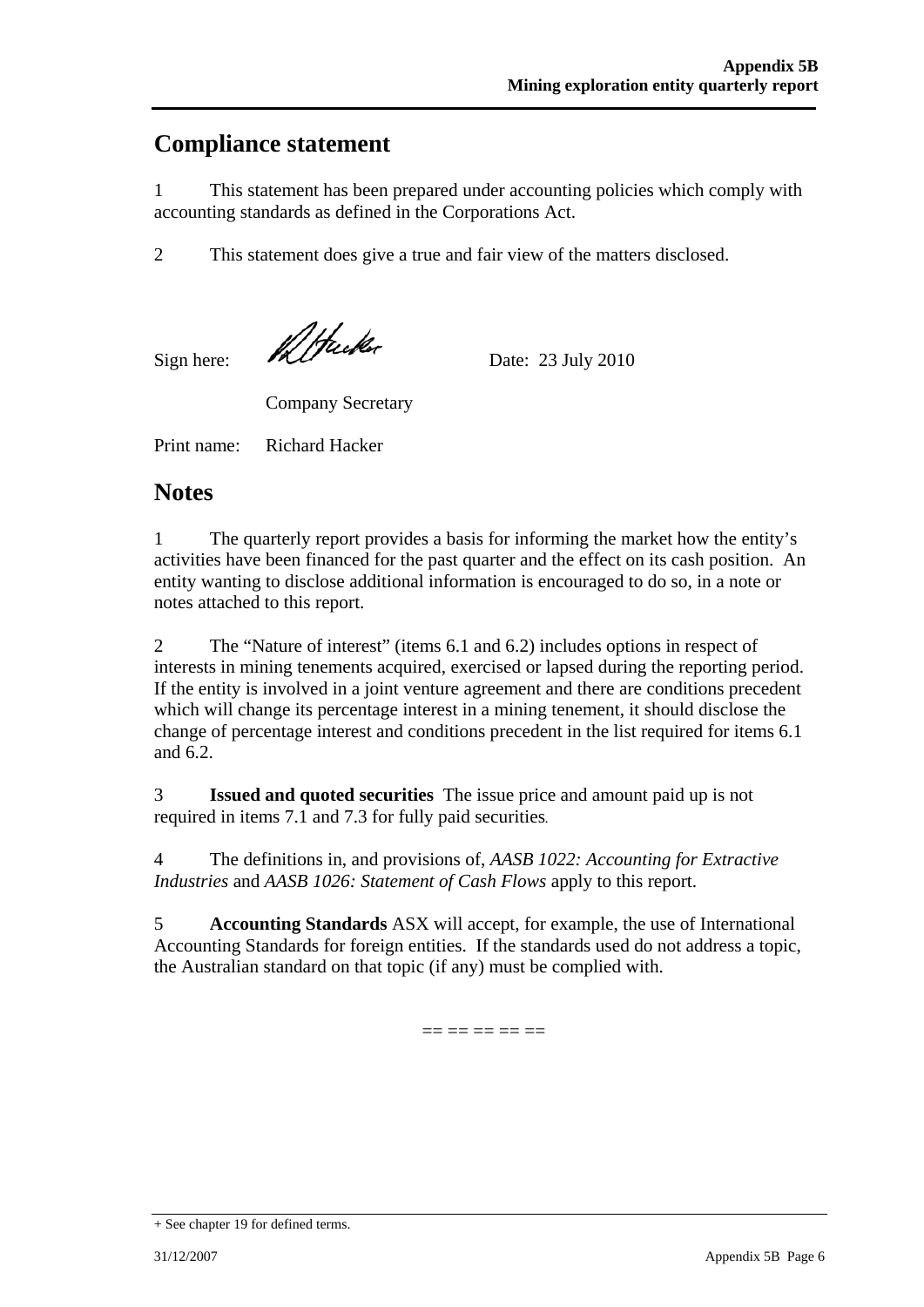## Compliance statement

1 This statement has been prepared under accounting policies which comply with accounting standards as defined in the Corporations Act.

2 This statement does give a true and fair view of the matters disclosed.

Sign here: Date: 23 July 2010

Company Secretary

Print name: Richard Hacker

## Notes

1 The quarterly report provides a basis for informing the market how the entity's activities have been financed for the past quarter and the effect on its cash position. An entity wanting to disclose additional information is encouraged to do so, in a note or notes attached to this report.

2 The "Nature of interest" (items 6.1 and 6.2) includes options in respect of interests in mining tenements acquired, exercised or lapsed during the reporting period. If the entity is involved in a joint venture agreement and there are conditions precedent which will change its percentage interest in a mining tenement, it should disclose the change of percentage interest and conditions precedent in the list required for items 6.1 and 6.2.

3 **Issued and quoted securities** The issue price and amount paid up is not required in items 7.1 and 7.3 for fully paid securities.

4 The definitions in, and provisions of, *AASB 1022: Accounting for Extractive Industries* and *AASB 1026: Statement of Cash Flows* apply to this report.

5 **Accounting Standards** ASX will accept, for example, the use of International Accounting Standards for foreign entities. If the standards used do not address a topic, the Australian standard on that topic (if any) must be complied with.

== == == == ==